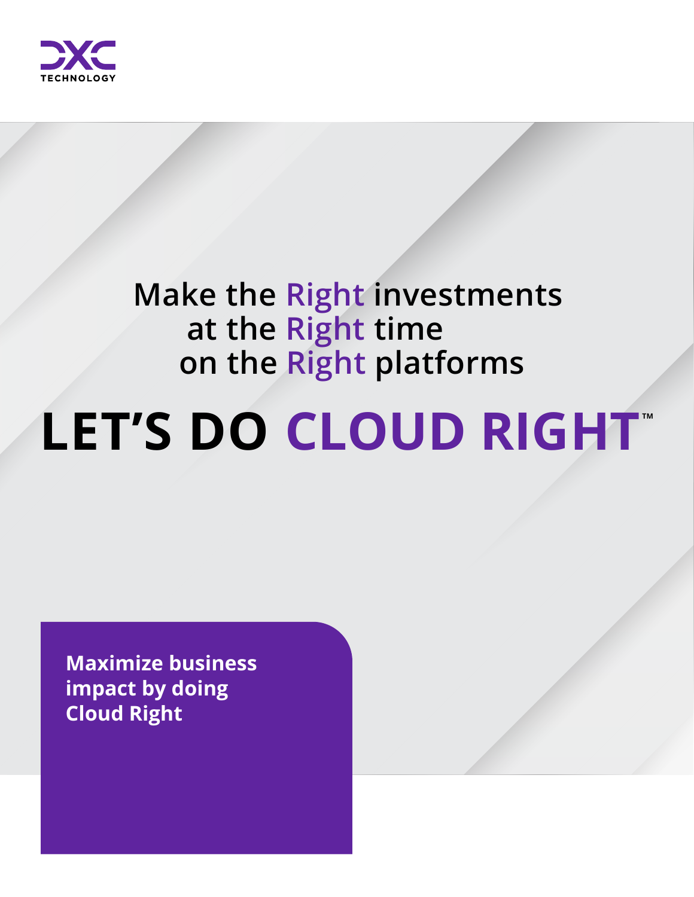DXC TECHNOLOGY

Make the Right investments
at the Right time
on the Right platforms

# LET'S DO CLOUD RIGHT™

**Maximize business impact by doing Cloud Right**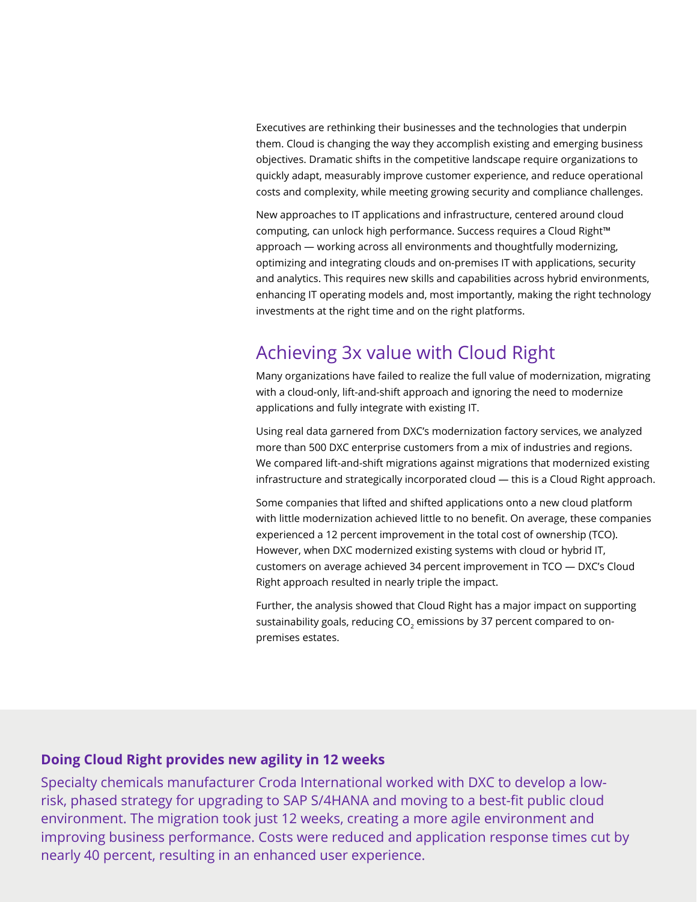Executives are rethinking their businesses and the technologies that underpin them. Cloud is changing the way they accomplish existing and emerging business objectives. Dramatic shifts in the competitive landscape require organizations to quickly adapt, measurably improve customer experience, and reduce operational costs and complexity, while meeting growing security and compliance challenges.

New approaches to IT applications and infrastructure, centered around cloud computing, can unlock high performance. Success requires a Cloud Right™ approach — working across all environments and thoughtfully modernizing, optimizing and integrating clouds and on-premises IT with applications, security and analytics. This requires new skills and capabilities across hybrid environments, enhancing IT operating models and, most importantly, making the right technology investments at the right time and on the right platforms.

## Achieving 3x value with Cloud Right

Many organizations have failed to realize the full value of modernization, migrating with a cloud-only, lift-and-shift approach and ignoring the need to modernize applications and fully integrate with existing IT.

Using real data garnered from DXC's modernization factory services, we analyzed more than 500 DXC enterprise customers from a mix of industries and regions. We compared lift-and-shift migrations against migrations that modernized existing infrastructure and strategically incorporated cloud — this is a Cloud Right approach.

Some companies that lifted and shifted applications onto a new cloud platform with little modernization achieved little to no benefit. On average, these companies experienced a 12 percent improvement in the total cost of ownership (TCO). However, when DXC modernized existing systems with cloud or hybrid IT, customers on average achieved 34 percent improvement in TCO — DXC's Cloud Right approach resulted in nearly triple the impact.

Further, the analysis showed that Cloud Right has a major impact on supporting sustainability goals, reducing $CO_2$ emissions by 37 percent compared to on-premises estates.

**Doing Cloud Right provides new agility in 12 weeks**

Specialty chemicals manufacturer Croda International worked with DXC to develop a low-risk, phased strategy for upgrading to SAP S/4HANA and moving to a best-fit public cloud environment. The migration took just 12 weeks, creating a more agile environment and improving business performance. Costs were reduced and application response times cut by nearly 40 percent, resulting in an enhanced user experience.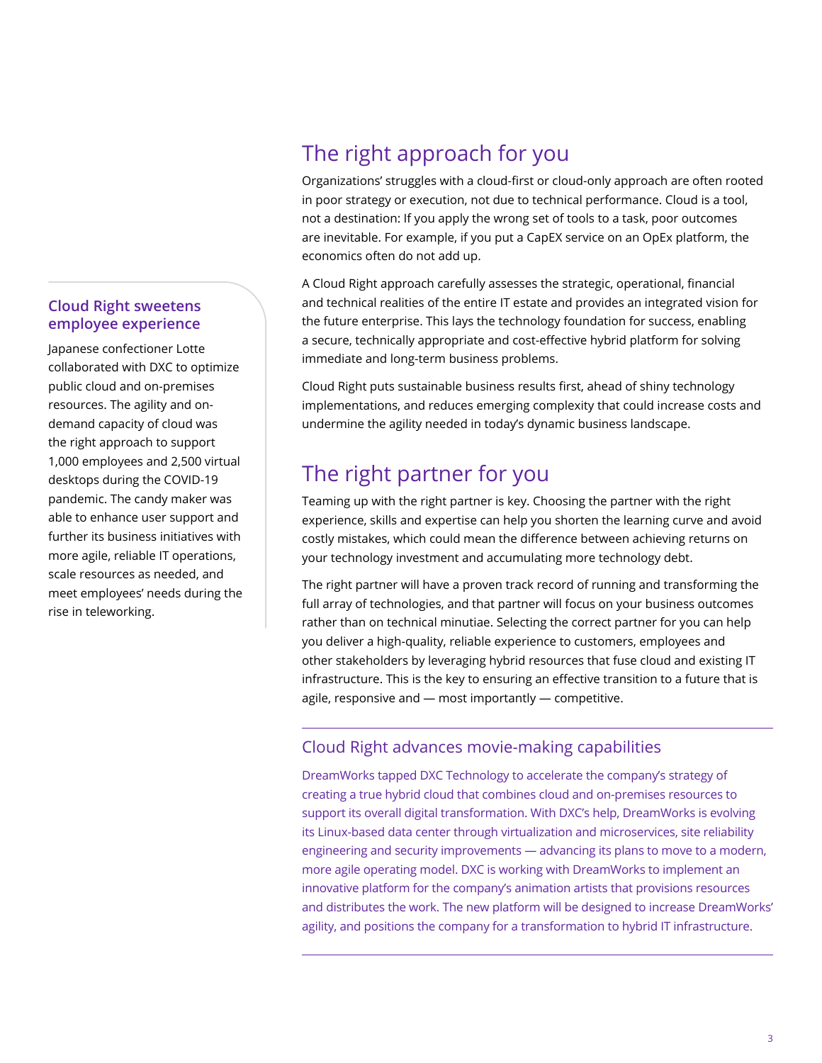## The right approach for you

Organizations' struggles with a cloud-first or cloud-only approach are often rooted in poor strategy or execution, not due to technical performance. Cloud is a tool, not a destination: If you apply the wrong set of tools to a task, poor outcomes are inevitable. For example, if you put a CapEX service on an OpEx platform, the economics often do not add up.

A Cloud Right approach carefully assesses the strategic, operational, financial and technical realities of the entire IT estate and provides an integrated vision for the future enterprise. This lays the technology foundation for success, enabling a secure, technically appropriate and cost-effective hybrid platform for solving immediate and long-term business problems.

Cloud Right puts sustainable business results first, ahead of shiny technology implementations, and reduces emerging complexity that could increase costs and undermine the agility needed in today's dynamic business landscape.

### Cloud Right sweetens employee experience

Japanese confectioner Lotte collaborated with DXC to optimize public cloud and on-premises resources. The agility and on-demand capacity of cloud was the right approach to support 1,000 employees and 2,500 virtual desktops during the COVID-19 pandemic. The candy maker was able to enhance user support and further its business initiatives with more agile, reliable IT operations, scale resources as needed, and meet employees' needs during the rise in teleworking.

## The right partner for you

Teaming up with the right partner is key. Choosing the partner with the right experience, skills and expertise can help you shorten the learning curve and avoid costly mistakes, which could mean the difference between achieving returns on your technology investment and accumulating more technology debt.

The right partner will have a proven track record of running and transforming the full array of technologies, and that partner will focus on your business outcomes rather than on technical minutiae. Selecting the correct partner for you can help you deliver a high-quality, reliable experience to customers, employees and other stakeholders by leveraging hybrid resources that fuse cloud and existing IT infrastructure. This is the key to ensuring an effective transition to a future that is agile, responsive and — most importantly — competitive.

### Cloud Right advances movie-making capabilities

DreamWorks tapped DXC Technology to accelerate the company's strategy of creating a true hybrid cloud that combines cloud and on-premises resources to support its overall digital transformation. With DXC's help, DreamWorks is evolving its Linux-based data center through virtualization and microservices, site reliability engineering and security improvements — advancing its plans to move to a modern, more agile operating model. DXC is working with DreamWorks to implement an innovative platform for the company's animation artists that provisions resources and distributes the work. The new platform will be designed to increase DreamWorks' agility, and positions the company for a transformation to hybrid IT infrastructure.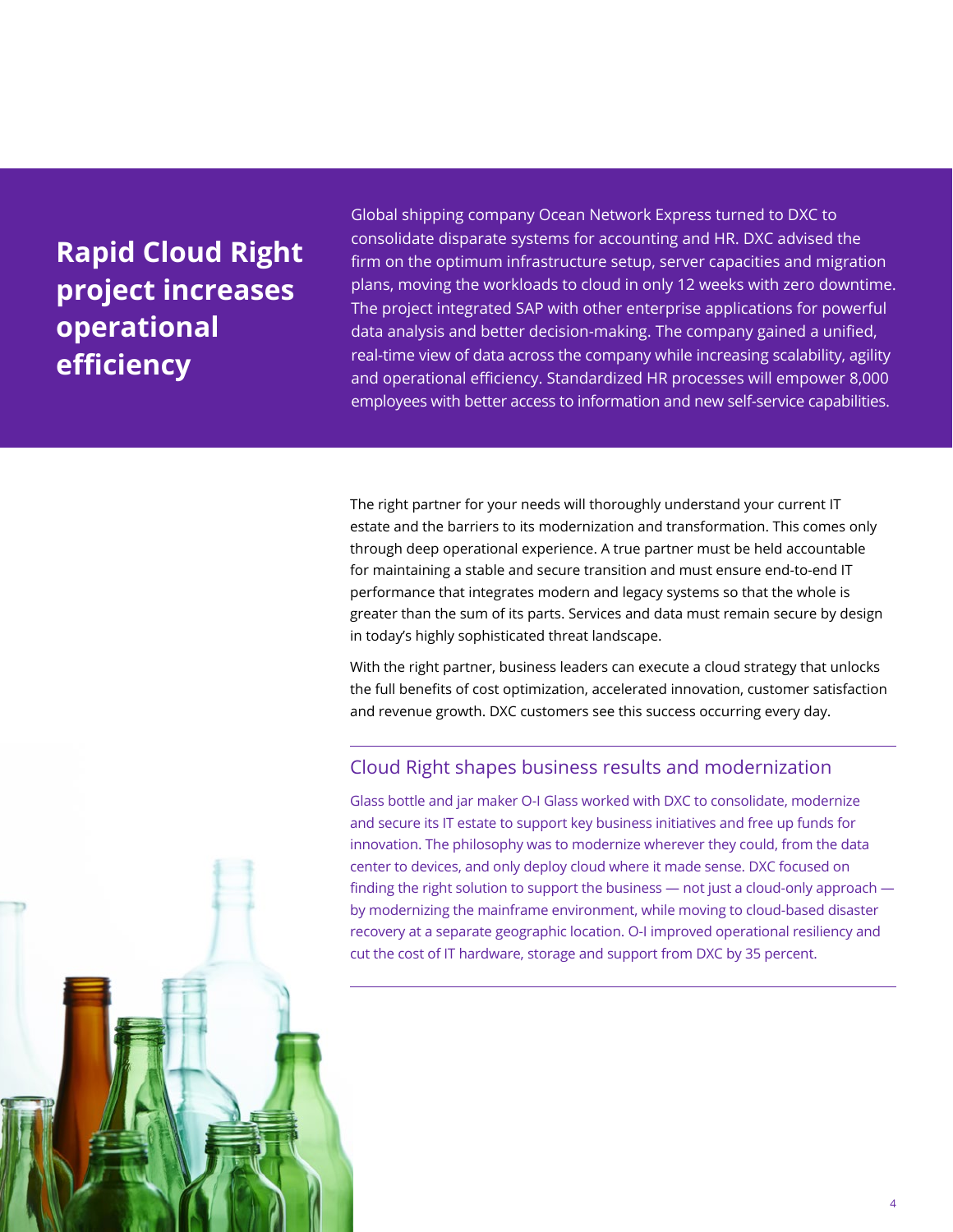## Rapid Cloud Right project increases operational efficiency

Global shipping company Ocean Network Express turned to DXC to consolidate disparate systems for accounting and HR. DXC advised the firm on the optimum infrastructure setup, server capacities and migration plans, moving the workloads to cloud in only 12 weeks with zero downtime. The project integrated SAP with other enterprise applications for powerful data analysis and better decision-making. The company gained a unified, real-time view of data across the company while increasing scalability, agility and operational efficiency. Standardized HR processes will empower 8,000 employees with better access to information and new self-service capabilities.

The right partner for your needs will thoroughly understand your current IT estate and the barriers to its modernization and transformation. This comes only through deep operational experience. A true partner must be held accountable for maintaining a stable and secure transition and must ensure end-to-end IT performance that integrates modern and legacy systems so that the whole is greater than the sum of its parts. Services and data must remain secure by design in today's highly sophisticated threat landscape.

With the right partner, business leaders can execute a cloud strategy that unlocks the full benefits of cost optimization, accelerated innovation, customer satisfaction and revenue growth. DXC customers see this success occurring every day.

### Cloud Right shapes business results and modernization

Glass bottle and jar maker O-I Glass worked with DXC to consolidate, modernize and secure its IT estate to support key business initiatives and free up funds for innovation. The philosophy was to modernize wherever they could, from the data center to devices, and only deploy cloud where it made sense. DXC focused on finding the right solution to support the business — not just a cloud-only approach — by modernizing the mainframe environment, while moving to cloud-based disaster recovery at a separate geographic location. O-I improved operational resiliency and cut the cost of IT hardware, storage and support from DXC by 35 percent.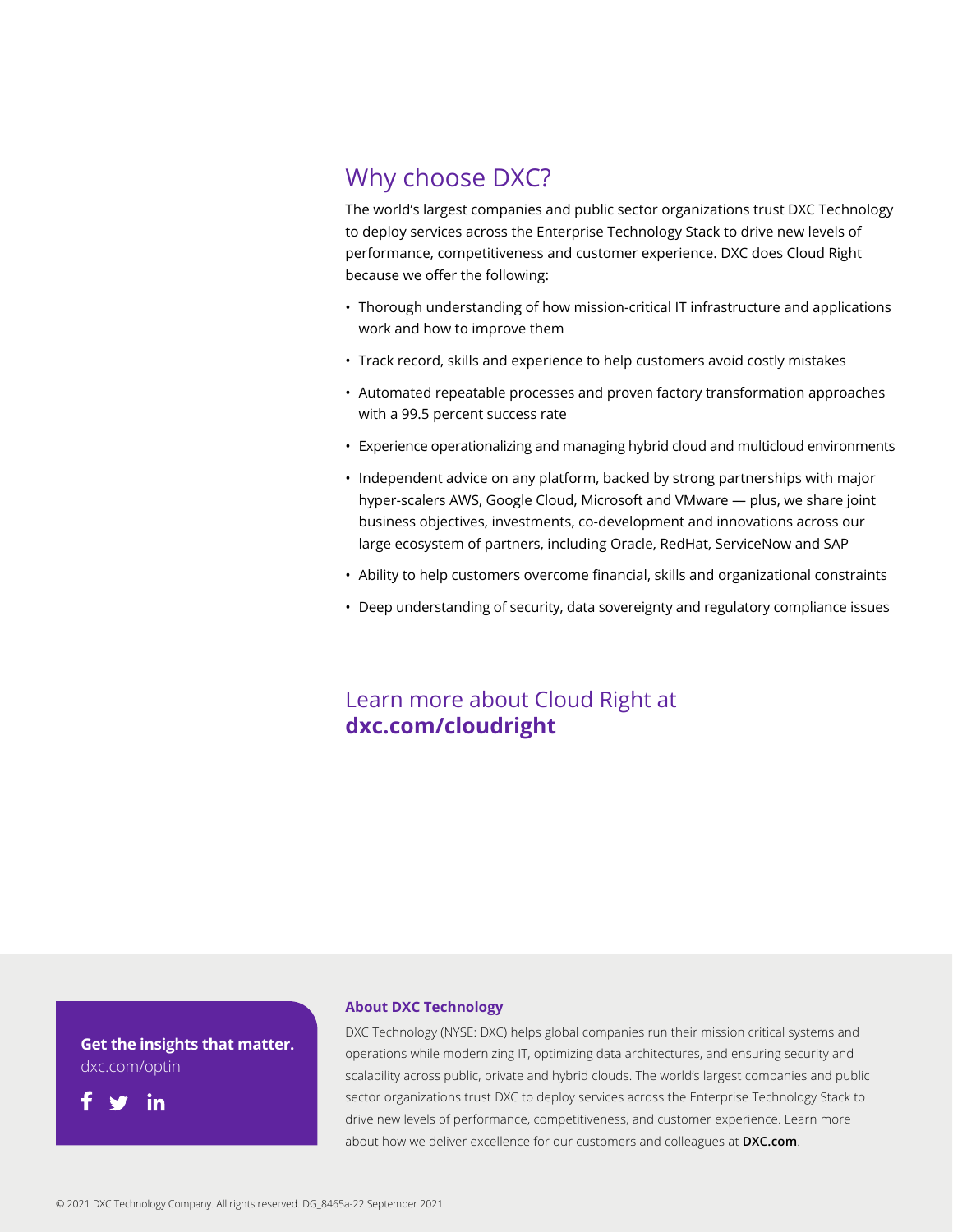## Why choose DXC?

The world's largest companies and public sector organizations trust DXC Technology to deploy services across the Enterprise Technology Stack to drive new levels of performance, competitiveness and customer experience. DXC does Cloud Right because we offer the following:

- Thorough understanding of how mission-critical IT infrastructure and applications work and how to improve them
- Track record, skills and experience to help customers avoid costly mistakes
- Automated repeatable processes and proven factory transformation approaches with a 99.5 percent success rate
- Experience operationalizing and managing hybrid cloud and multicloud environments
- Independent advice on any platform, backed by strong partnerships with major hyper-scalers AWS, Google Cloud, Microsoft and VMware — plus, we share joint business objectives, investments, co-development and innovations across our large ecosystem of partners, including Oracle, RedHat, ServiceNow and SAP
- Ability to help customers overcome financial, skills and organizational constraints
- Deep understanding of security, data sovereignty and regulatory compliance issues

Learn more about Cloud Right at
**dxc.com/cloudright**

**Get the insights that matter.**
dxc.com/optin

**About DXC Technology**

DXC Technology (NYSE: DXC) helps global companies run their mission critical systems and operations while modernizing IT, optimizing data architectures, and ensuring security and scalability across public, private and hybrid clouds. The world's largest companies and public sector organizations trust DXC to deploy services across the Enterprise Technology Stack to drive new levels of performance, competitiveness, and customer experience. Learn more about how we deliver excellence for our customers and colleagues at **DXC.com**.

© 2021 DXC Technology Company. All rights reserved. DG_8465a-22 September 2021